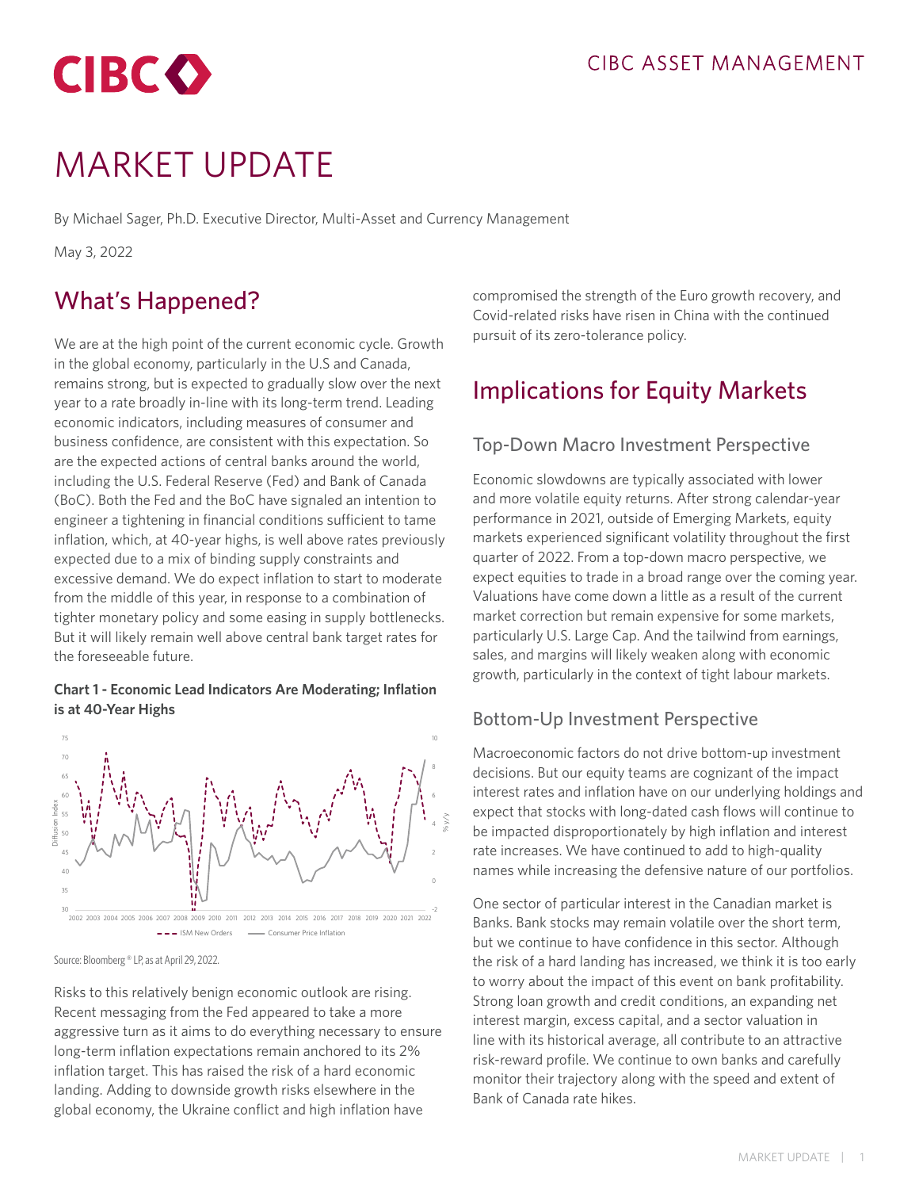CIBC ASSET MANAGEMENT

# MARKET UPDATE

By Michael Sager, Ph.D. Executive Director, Multi-Asset and Currency Management

May 3, 2022

## What's Happened?

We are at the high point of the current economic cycle. Growth in the global economy, particularly in the U.S and Canada, remains strong, but is expected to gradually slow over the next year to a rate broadly in-line with its long-term trend. Leading economic indicators, including measures of consumer and business confidence, are consistent with this expectation. So are the expected actions of central banks around the world, including the U.S. Federal Reserve (Fed) and Bank of Canada (BoC). Both the Fed and the BoC have signaled an intention to engineer a tightening in financial conditions sufficient to tame inflation, which, at 40-year highs, is well above rates previously expected due to a mix of binding supply constraints and excessive demand. We do expect inflation to start to moderate from the middle of this year, in response to a combination of tighter monetary policy and some easing in supply bottlenecks. But it will likely remain well above central bank target rates for the foreseeable future.

**Chart 1 - Economic Lead Indicators Are Moderating; Inflation is at 40-Year Highs**

Source: Bloomberg® LP, as at April 29, 2022.

Risks to this relatively benign economic outlook are rising. Recent messaging from the Fed appeared to take a more aggressive turn as it aims to do everything necessary to ensure long-term inflation expectations remain anchored to its 2% inflation target. This has raised the risk of a hard economic landing. Adding to downside growth risks elsewhere in the global economy, the Ukraine conflict and high inflation have compromised the strength of the Euro growth recovery, and Covid-related risks have risen in China with the continued pursuit of its zero-tolerance policy.

## Implications for Equity Markets

### Top-Down Macro Investment Perspective

Economic slowdowns are typically associated with lower and more volatile equity returns. After strong calendar-year performance in 2021, outside of Emerging Markets, equity markets experienced significant volatility throughout the first quarter of 2022. From a top-down macro perspective, we expect equities to trade in a broad range over the coming year. Valuations have come down a little as a result of the current market correction but remain expensive for some markets, particularly U.S. Large Cap. And the tailwind from earnings, sales, and margins will likely weaken along with economic growth, particularly in the context of tight labour markets.

### Bottom-Up Investment Perspective

Macroeconomic factors do not drive bottom-up investment decisions. But our equity teams are cognizant of the impact interest rates and inflation have on our underlying holdings and expect that stocks with long-dated cash flows will continue to be impacted disproportionately by high inflation and interest rate increases. We have continued to add to high-quality names while increasing the defensive nature of our portfolios.

One sector of particular interest in the Canadian market is Banks. Bank stocks may remain volatile over the short term, but we continue to have confidence in this sector. Although the risk of a hard landing has increased, we think it is too early to worry about the impact of this event on bank profitability. Strong loan growth and credit conditions, an expanding net interest margin, excess capital, and a sector valuation in line with its historical average, all contribute to an attractive risk-reward profile. We continue to own banks and carefully monitor their trajectory along with the speed and extent of Bank of Canada rate hikes.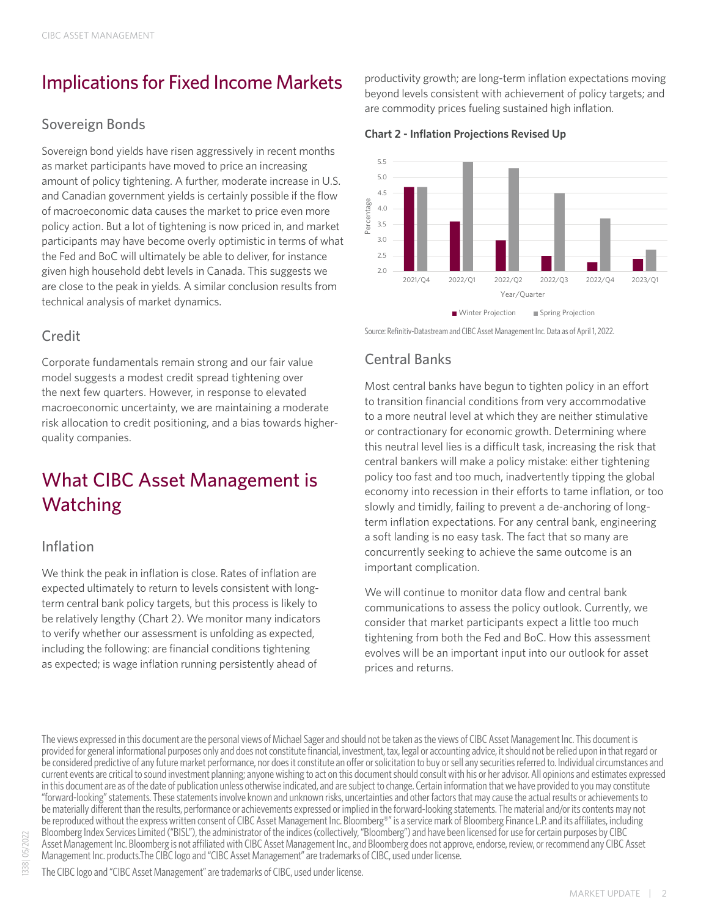# Implications for Fixed Income Markets

## Sovereign Bonds

Sovereign bond yields have risen aggressively in recent months as market participants have moved to price an increasing amount of policy tightening. A further, moderate increase in U.S. and Canadian government yields is certainly possible if the flow of macroeconomic data causes the market to price even more policy action. But a lot of tightening is now priced in, and market participants may have become overly optimistic in terms of what the Fed and BoC will ultimately be able to deliver, for instance given high household debt levels in Canada. This suggests we are close to the peak in yields. A similar conclusion results from technical analysis of market dynamics.

## Credit

Corporate fundamentals remain strong and our fair value model suggests a modest credit spread tightening over the next few quarters. However, in response to elevated macroeconomic uncertainty, we are maintaining a moderate risk allocation to credit positioning, and a bias towards higher-quality companies.

# What CIBC Asset Management is Watching

## Inflation

We think the peak in inflation is close. Rates of inflation are expected ultimately to return to levels consistent with long-term central bank policy targets, but this process is likely to be relatively lengthy (Chart 2). We monitor many indicators to verify whether our assessment is unfolding as expected, including the following: are financial conditions tightening as expected; is wage inflation running persistently ahead of productivity growth; are long-term inflation expectations moving beyond levels consistent with achievement of policy targets; and are commodity prices fueling sustained high inflation.

**Chart 2 - Inflation Projections Revised Up**

Percentage

5.5
5.0
4.5
4.0
3.5
3.0
2.5
2.0

2021/Q4 2022/Q1 2022/Q2 2022/Q3 2022/Q4 2023/Q1

Year/Quarter

Winter Projection Spring Projection

Source: Refinitiv-Datastream and CIBC Asset Management Inc. Data as of April 1, 2022.

## Central Banks

Most central banks have begun to tighten policy in an effort to transition financial conditions from very accommodative to a more neutral level at which they are neither stimulative or contractionary for economic growth. Determining where this neutral level lies is a difficult task, increasing the risk that central bankers will make a policy mistake: either tightening policy too fast and too much, inadvertently tipping the global economy into recession in their efforts to tame inflation, or too slowly and timidly, failing to prevent a de-anchoring of long-term inflation expectations. For any central bank, engineering a soft landing is no easy task. The fact that so many are concurrently seeking to achieve the same outcome is an important complication.

We will continue to monitor data flow and central bank communications to assess the policy outlook. Currently, we consider that market participants expect a little too much tightening from both the Fed and BoC. How this assessment evolves will be an important input into our outlook for asset prices and returns.

The views expressed in this document are the personal views of Michael Sager and should not be taken as the views of CIBC Asset Management Inc. This document is provided for general informational purposes only and does not constitute financial, investment, tax, legal or accounting advice, it should not be relied upon in that regard or be considered predictive of any future market performance, nor does it constitute an offer or solicitation to buy or sell any securities referred to. Individual circumstances and current events are critical to sound investment planning; anyone wishing to act on this document should consult with his or her advisor. All opinions and estimates expressed in this document are as of the date of publication unless otherwise indicated, and are subject to change. Certain information that we have provided to you may constitute "forward-looking" statements. These statements involve known and unknown risks, uncertainties and other factors that may cause the actual results or achievements to be materially different than the results, performance or achievements expressed or implied in the forward-looking statements. The material and/or its contents may not be reproduced without the express written consent of CIBC Asset Management Inc. Bloomberg®" is a service mark of Bloomberg Finance L.P. and its affiliates, including Bloomberg Index Services Limited ("BISL"), the administrator of the indices (collectively, "Bloomberg") and have been licensed for use for certain purposes by CIBC Asset Management Inc. Bloomberg is not affiliated with CIBC Asset Management Inc., and Bloomberg does not approve, endorse, review, or recommend any CIBC Asset Management Inc. products.The CIBC logo and "CIBC Asset Management" are trademarks of CIBC, used under license.

The CIBC logo and "CIBC Asset Management" are trademarks of CIBC, used under license.

1338 | 05/2022